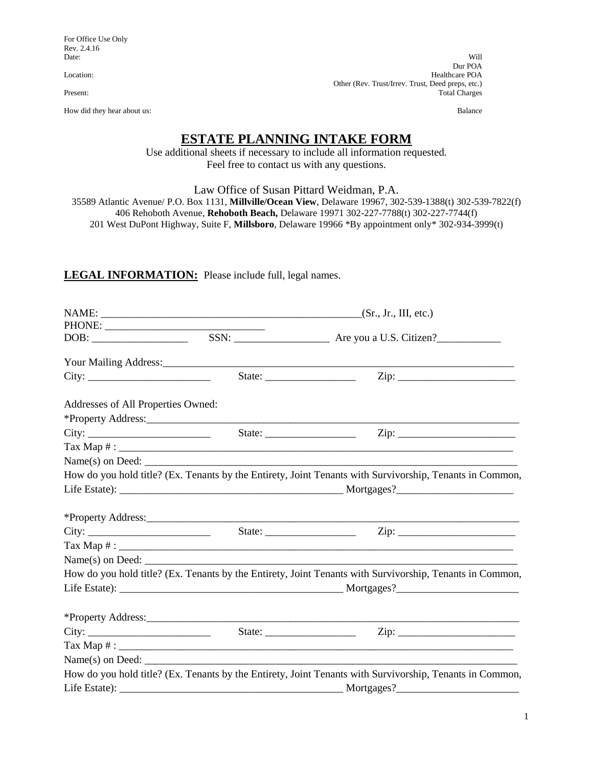For Office Use Only
Rev. 2.4.16

| | |
|---|---|
| Date: | Will |
| | Dur POA |
| Location: | Healthcare POA |
| | Other (Rev. Trust/Irrev. Trust, Deed preps, etc.) |
| Present: | Total Charges |
| How did they hear about us: | Balance |

# ESTATE PLANNING INTAKE FORM

Use additional sheets if necessary to include all information requested.
Feel free to contact us with any questions.

Law Office of Susan Pittard Weidman, P.A.
35589 Atlantic Avenue/ P.O. Box 1131, **Millville/Ocean View**, Delaware 19967, 302-539-1388(t) 302-539-7822(f)
406 Rehoboth Avenue, **Rehoboth Beach,** Delaware 19971 302-227-7788(t) 302-227-7744(f)
201 West DuPont Highway, Suite F, **Millsboro**, Delaware 19966 *By appointment only* 302-934-3999(t)

**LEGAL INFORMATION:** Please include full, legal names.

NAME: ___________________________________________________(Sr., Jr., III, etc.)
PHONE: ______________________________
DOB: __________________ SSN: __________________ Are you a U.S. Citizen?____________

Your Mailing Address:______________________________________________________________________
City: _______________________ State: _________________ Zip: ______________________

Addresses of All Properties Owned:
*Property Address:__________________________________________________________________________
City: _______________________ State: _________________ Zip: ______________________
Tax Map # : ______________________________________________________________________________
Name(s) on Deed: __________________________________________________________________________
How do you hold title? (Ex. Tenants by the Entirety, Joint Tenants with Survivorship, Tenants in Common, Life Estate): __________________________________________ Mortgages?______________________

*Property Address:__________________________________________________________________________
City: _______________________ State: _________________ Zip: ______________________
Tax Map # : ______________________________________________________________________________
Name(s) on Deed: __________________________________________________________________________
How do you hold title? (Ex. Tenants by the Entirety, Joint Tenants with Survivorship, Tenants in Common, Life Estate): __________________________________________ Mortgages?_______________________

*Property Address:__________________________________________________________________________
City: _______________________ State: _________________ Zip: ______________________
Tax Map # : ______________________________________________________________________________
Name(s) on Deed: __________________________________________________________________________
How do you hold title? (Ex. Tenants by the Entirety, Joint Tenants with Survivorship, Tenants in Common, Life Estate): __________________________________________ Mortgages?_______________________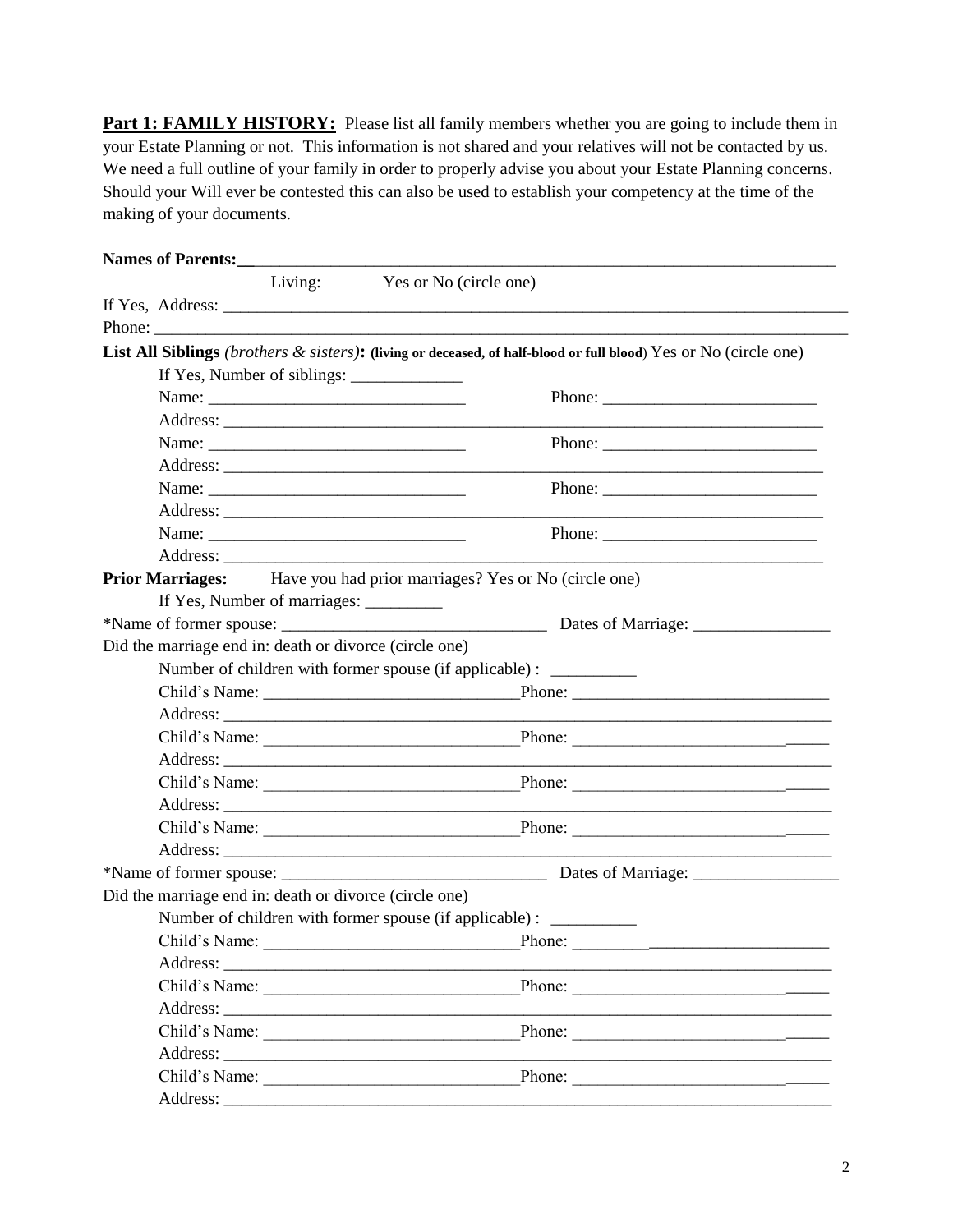**Part 1: FAMILY HISTORY:** Please list all family members whether you are going to include them in your Estate Planning or not. This information is not shared and your relatives will not be contacted by us. We need a full outline of your family in order to properly advise you about your Estate Planning concerns. Should your Will ever be contested this can also be used to establish your competency at the time of the making of your documents.

**Names of Parents:**___________________________________________________________________________

Living: Yes or No (circle one)

If Yes, Address: ___________________________________________________________________________

Phone: ___________________________________________________________________________________

**List All Siblings** *(brothers & sisters)*: **(living or deceased, of half-blood or full blood)** Yes or No (circle one)

If Yes, Number of siblings: _____________

Name: ______________________________ Phone: _________________________

Address: ___________________________________________________________________________

Name: ______________________________ Phone: _________________________

Address: ___________________________________________________________________________

Name: ______________________________ Phone: _________________________

Address: ___________________________________________________________________________

Name: ______________________________ Phone: _________________________

Address: ___________________________________________________________________________

**Prior Marriages:** Have you had prior marriages? Yes or No (circle one)

If Yes, Number of marriages: _________

*Name of former spouse: _______________________________ Dates of Marriage: ________________

Did the marriage end in: death or divorce (circle one)

Number of children with former spouse (if applicable) : __________

Child's Name: _____________________________Phone: ______________________________

Address: ___________________________________________________________________________

Child's Name: _____________________________Phone: ______________________________

Address: ___________________________________________________________________________

Child's Name: _____________________________Phone: ______________________________

Address: ___________________________________________________________________________

Child's Name: _____________________________Phone: ______________________________

Address: ___________________________________________________________________________

*Name of former spouse: _______________________________ Dates of Marriage: _________________

Did the marriage end in: death or divorce (circle one)

Number of children with former spouse (if applicable) : __________

Child's Name: _____________________________Phone: ______________________________

Address: ___________________________________________________________________________

Child's Name: _____________________________Phone: ______________________________

Address: ___________________________________________________________________________

Child's Name: _____________________________Phone: ______________________________

Address: ___________________________________________________________________________

Child's Name: _____________________________Phone: ______________________________

Address: ___________________________________________________________________________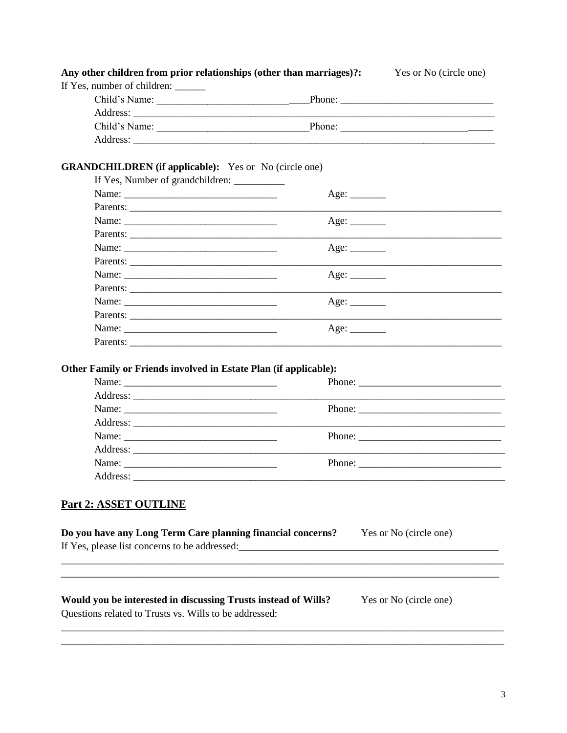**Any other children from prior relationships (other than marriages)?:** Yes or No (circle one)

If Yes, number of children: ______

Child's Name: ______________________________ Phone: ______________________________

Address: ____________________________________________________________________________

Child's Name: ______________________________ Phone: ______________________________

Address: ____________________________________________________________________________

**GRANDCHILDREN (if applicable):** Yes or No (circle one)

If Yes, Number of grandchildren: __________

Name: ______________________________ Age: _______

Parents: ____________________________________________________________________________

Name: ______________________________ Age: _______

Parents: ____________________________________________________________________________

Name: ______________________________ Age: _______

Parents: ____________________________________________________________________________

Name: ______________________________ Age: _______

Parents: ____________________________________________________________________________

Name: ______________________________ Age: _______

Parents: ____________________________________________________________________________

Name: ______________________________ Age: _______

Parents: ____________________________________________________________________________

**Other Family or Friends involved in Estate Plan (if applicable):**

Name: ______________________________ Phone: ____________________________

Address: ____________________________________________________________________________

Name: ______________________________ Phone: ____________________________

Address: ____________________________________________________________________________

Name: ______________________________ Phone: ____________________________

Address: ____________________________________________________________________________

Name: ______________________________ Phone: ____________________________

Address: ____________________________________________________________________________

## Part 2: ASSET OUTLINE

**Do you have any Long Term Care planning financial concerns?** Yes or No (circle one)

If Yes, please list concerns to be addressed: ____________________________________________

_____________________________________________________________________________________

_____________________________________________________________________________________

**Would you be interested in discussing Trusts instead of Wills?** Yes or No (circle one)

Questions related to Trusts vs. Wills to be addressed:

_____________________________________________________________________________________

_____________________________________________________________________________________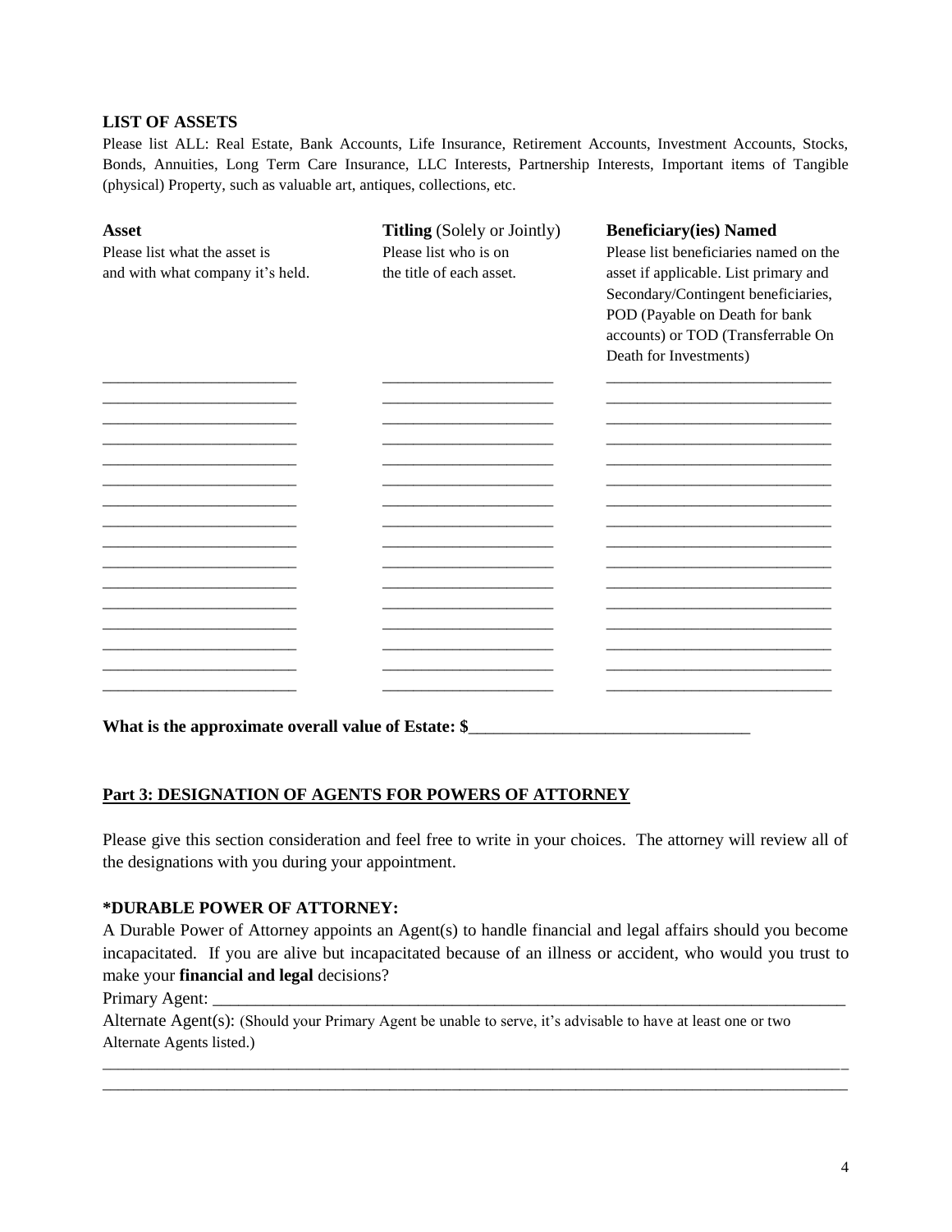**LIST OF ASSETS**

Please list ALL: Real Estate, Bank Accounts, Life Insurance, Retirement Accounts, Investment Accounts, Stocks, Bonds, Annuities, Long Term Care Insurance, LLC Interests, Partnership Interests, Important items of Tangible (physical) Property, such as valuable art, antiques, collections, etc.

| **Asset**<br>Please list what the asset is and with what company it's held. | **Titling** (Solely or Jointly)<br>Please list who is on the title of each asset. | **Beneficiary(ies) Named**<br>Please list beneficiaries named on the asset if applicable. List primary and Secondary/Contingent beneficiaries, POD (Payable on Death for bank accounts) or TOD (Transferrable On Death for Investments) |
|---|---|---|
| ________________________ | ______________________ | ____________________________ |
| ________________________ | ______________________ | ____________________________ |
| ________________________ | ______________________ | ____________________________ |
| ________________________ | ______________________ | ____________________________ |
| ________________________ | ______________________ | ____________________________ |
| ________________________ | ______________________ | ____________________________ |
| ________________________ | ______________________ | ____________________________ |
| ________________________ | ______________________ | ____________________________ |
| ________________________ | ______________________ | ____________________________ |
| ________________________ | ______________________ | ____________________________ |
| ________________________ | ______________________ | ____________________________ |
| ________________________ | ______________________ | ____________________________ |
| ________________________ | ______________________ | ____________________________ |
| ________________________ | ______________________ | ____________________________ |
| ________________________ | ______________________ | ____________________________ |
| ________________________ | ______________________ | ____________________________ |

**What is the approximate overall value of Estate: $**________________________________

## Part 3: DESIGNATION OF AGENTS FOR POWERS OF ATTORNEY

Please give this section consideration and feel free to write in your choices. The attorney will review all of the designations with you during your appointment.

### *DURABLE POWER OF ATTORNEY:

A Durable Power of Attorney appoints an Agent(s) to handle financial and legal affairs should you become incapacitated. If you are alive but incapacitated because of an illness or accident, who would you trust to make your **financial and legal** decisions?

Primary Agent: ______________________________________________________________________________

Alternate Agent(s): (Should your Primary Agent be unable to serve, it's advisable to have at least one or two Alternate Agents listed.)

_____________________________________________________________________________________________

_____________________________________________________________________________________________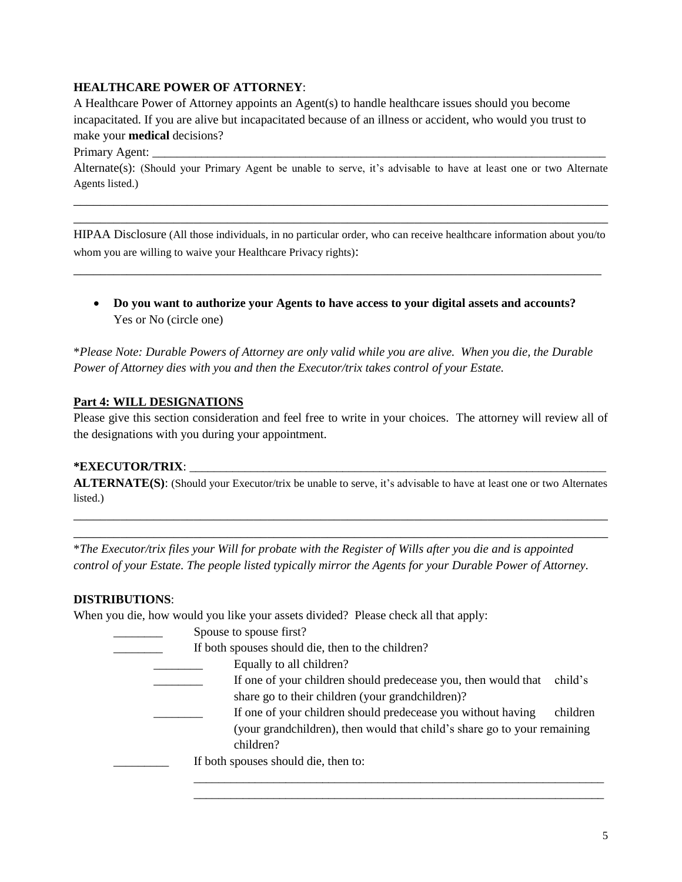**HEALTHCARE POWER OF ATTORNEY**:

A Healthcare Power of Attorney appoints an Agent(s) to handle healthcare issues should you become incapacitated. If you are alive but incapacitated because of an illness or accident, who would you trust to make your **medical** decisions?

Primary Agent: ___________________________________________________________________________

Alternate(s): (Should your Primary Agent be unable to serve, it's advisable to have at least one or two Alternate Agents listed.)

_____________________________________________________________________________________

_____________________________________________________________________________________

HIPAA Disclosure (All those individuals, in no particular order, who can receive healthcare information about you/to whom you are willing to waive your Healthcare Privacy rights):

_____________________________________________________________________________________

- **Do you want to authorize your Agents to have access to your digital assets and accounts?** Yes or No (circle one)

\**Please Note: Durable Powers of Attorney are only valid while you are alive. When you die, the Durable Power of Attorney dies with you and then the Executor/trix takes control of your Estate.*

## Part 4: WILL DESIGNATIONS

Please give this section consideration and feel free to write in your choices. The attorney will review all of the designations with you during your appointment.

**\*EXECUTOR/TRIX**: _____________________________________________________________________

**ALTERNATE(S)**: (Should your Executor/trix be unable to serve, it's advisable to have at least one or two Alternates listed.)

_____________________________________________________________________________________

_____________________________________________________________________________________

\**The Executor/trix files your Will for probate with the Register of Wills after you die and is appointed control of your Estate. The people listed typically mirror the Agents for your Durable Power of Attorney.*

**DISTRIBUTIONS**:

When you die, how would you like your assets divided? Please check all that apply:

- ________ Spouse to spouse first?
- ________ If both spouses should die, then to the children?
  - ________ Equally to all children?
  - ________ If one of your children should predecease you, then would that child's share go to their children (your grandchildren)?
  - ________ If one of your children should predecease you without having children (your grandchildren), then would that child's share go to your remaining children?
- _________ If both spouses should die, then to:

  _____________________________________________________________________

  _____________________________________________________________________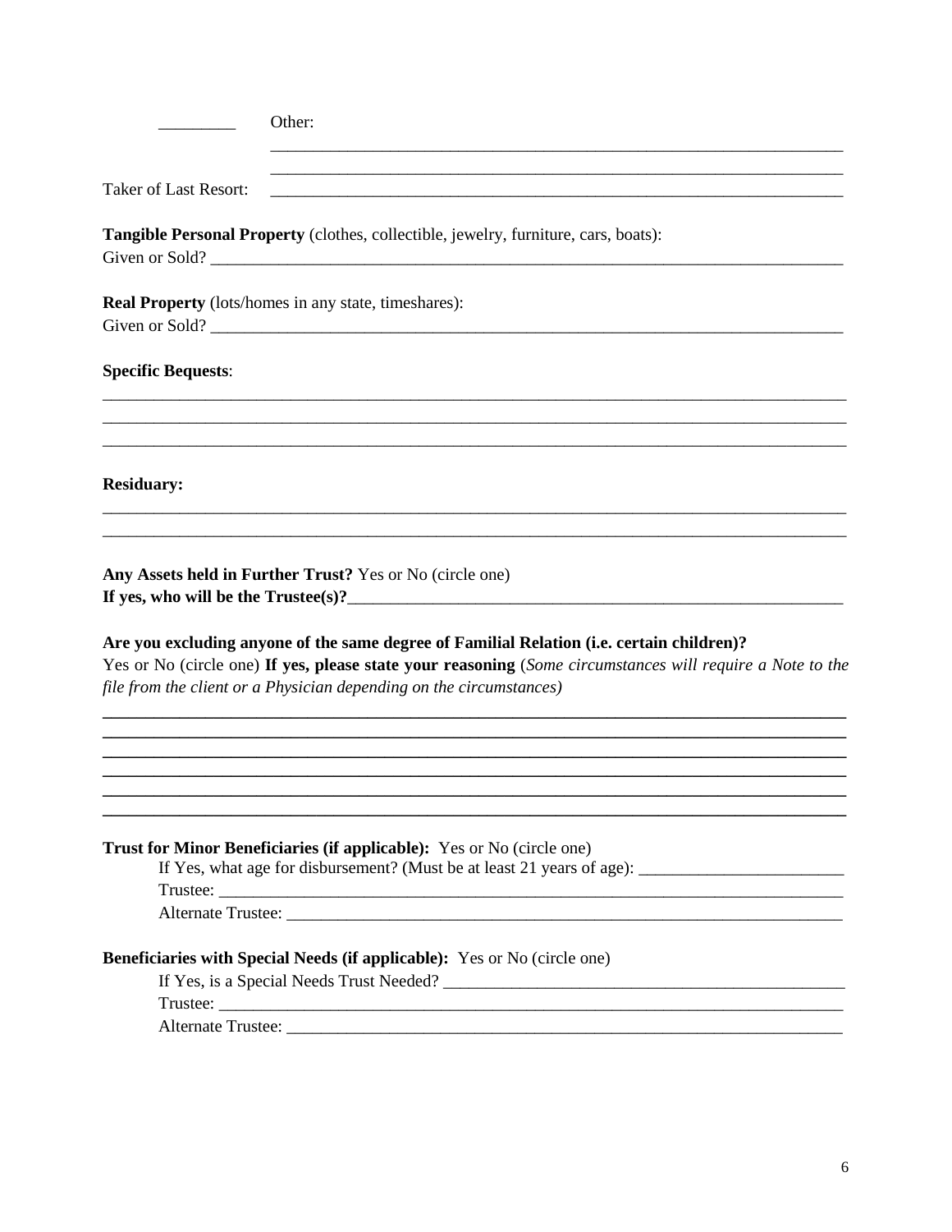_________ Other: ______________________________________________________________________

______________________________________________________________________

Taker of Last Resort: ______________________________________________________________________

**Tangible Personal Property** (clothes, collectible, jewelry, furniture, cars, boats):
Given or Sold? ______________________________________________________________________

**Real Property** (lots/homes in any state, timeshares):
Given or Sold? ______________________________________________________________________

**Specific Bequests**:

______________________________________________________________________

______________________________________________________________________

______________________________________________________________________

**Residuary:**

______________________________________________________________________

______________________________________________________________________

**Any Assets held in Further Trust?** Yes or No (circle one)
**If yes, who will be the Trustee(s)?**______________________________________________________________________

**Are you excluding anyone of the same degree of Familial Relation (i.e. certain children)?**
Yes or No (circle one) **If yes, please state your reasoning** (*Some circumstances will require a Note to the file from the client or a Physician depending on the circumstances*)

______________________________________________________________________

______________________________________________________________________

______________________________________________________________________

______________________________________________________________________

______________________________________________________________________

______________________________________________________________________

**Trust for Minor Beneficiaries (if applicable):** Yes or No (circle one)

If Yes, what age for disbursement? (Must be at least 21 years of age): ________________________

Trustee: ______________________________________________________________________

Alternate Trustee: ______________________________________________________________________

**Beneficiaries with Special Needs (if applicable):** Yes or No (circle one)

If Yes, is a Special Needs Trust Needed? ______________________________________________

Trustee: ______________________________________________________________________

Alternate Trustee: ______________________________________________________________________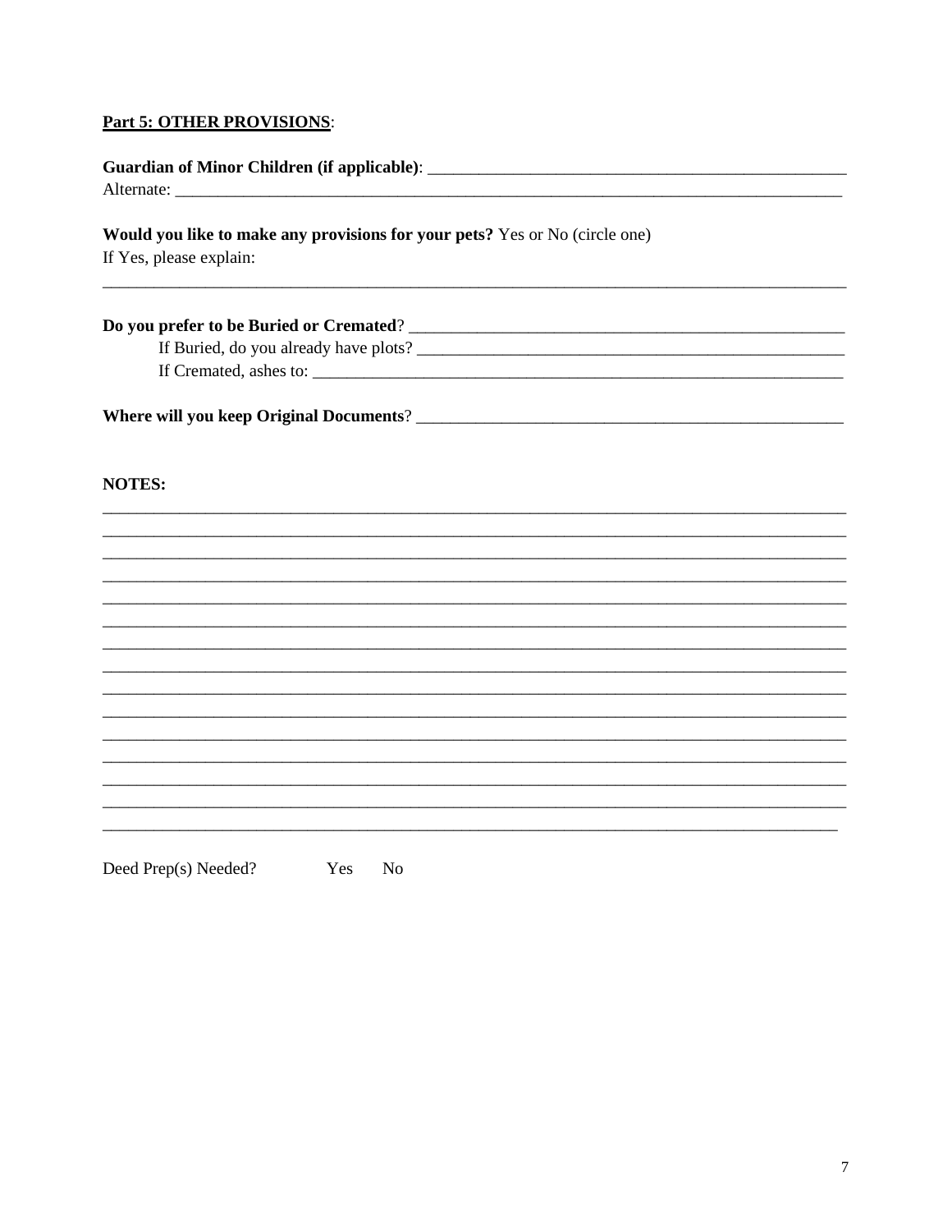**Part 5: OTHER PROVISIONS**:

**Guardian of Minor Children (if applicable)**: ___________________________________________________

Alternate: ___________________________________________________________________________________

**Would you like to make any provisions for your pets?** Yes or No (circle one)

If Yes, please explain:

_____________________________________________________________________________________________

**Do you prefer to be Buried or Cremated**? _____________________________________________________

If Buried, do you already have plots? _____________________________________________________

If Cremated, ashes to: ___________________________________________________________________

**Where will you keep Original Documents**? _____________________________________________________

**NOTES:**

_____________________________________________________________________________________________
_____________________________________________________________________________________________
_____________________________________________________________________________________________
_____________________________________________________________________________________________
_____________________________________________________________________________________________
_____________________________________________________________________________________________
_____________________________________________________________________________________________
_____________________________________________________________________________________________
_____________________________________________________________________________________________
_____________________________________________________________________________________________
_____________________________________________________________________________________________
_____________________________________________________________________________________________
_____________________________________________________________________________________________
_____________________________________________________________________________________________
_____________________________________________________________________________________________

Deed Prep(s) Needed? Yes No